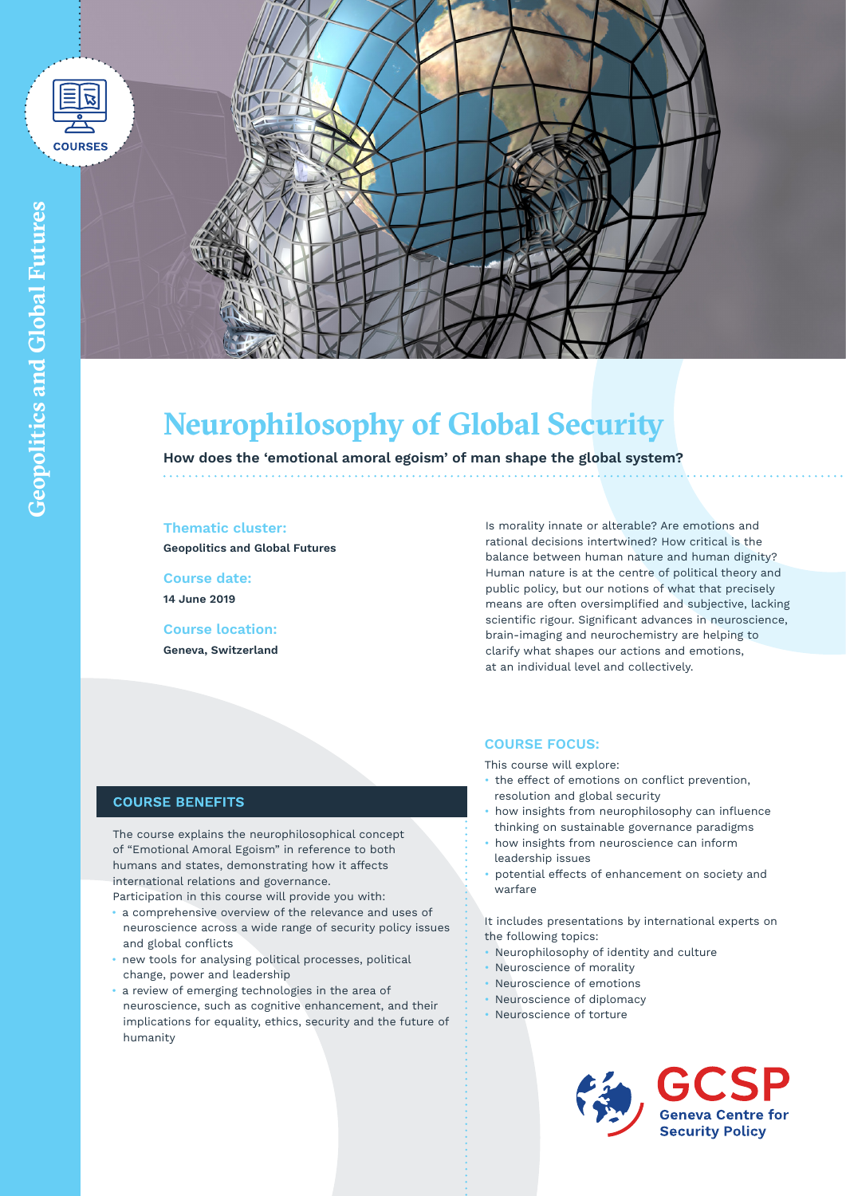# Neurophilosophy of Global Security

**How does the 'emotional amoral egoism' of man shape the global system?**

**Thematic cluster:**
Geopolitics and Global Futures

**Course date:**
14 June 2019

**Course location:**
Geneva, Switzerland

Is morality innate or alterable? Are emotions and rational decisions intertwined? How critical is the balance between human nature and human dignity? Human nature is at the centre of political theory and public policy, but our notions of what that precisely means are often oversimplified and subjective, lacking scientific rigour. Significant advances in neuroscience, brain-imaging and neurochemistry are helping to clarify what shapes our actions and emotions, at an individual level and collectively.

## COURSE BENEFITS

The course explains the neurophilosophical concept of "Emotional Amoral Egoism" in reference to both humans and states, demonstrating how it affects international relations and governance.
Participation in this course will provide you with:

- a comprehensive overview of the relevance and uses of neuroscience across a wide range of security policy issues and global conflicts
- new tools for analysing political processes, political change, power and leadership
- a review of emerging technologies in the area of neuroscience, such as cognitive enhancement, and their implications for equality, ethics, security and the future of humanity

## COURSE FOCUS:

This course will explore:

- the effect of emotions on conflict prevention, resolution and global security
- how insights from neurophilosophy can influence thinking on sustainable governance paradigms
- how insights from neuroscience can inform leadership issues
- potential effects of enhancement on society and warfare

It includes presentations by international experts on the following topics:

- Neurophilosophy of identity and culture
- Neuroscience of morality
- Neuroscience of emotions
- Neuroscience of diplomacy
- Neuroscience of torture

GCSP Geneva Centre for Security Policy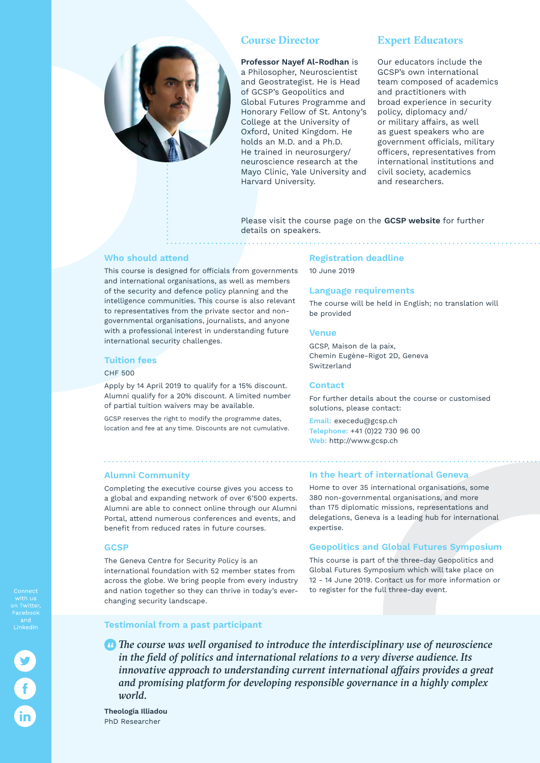## Course Director

**Professor Nayef Al-Rodhan** is a Philosopher, Neuroscientist and Geostrategist. He is Head of GCSP's Geopolitics and Global Futures Programme and Honorary Fellow of St. Antony's College at the University of Oxford, United Kingdom. He holds an M.D. and a Ph.D. He trained in neurosurgery/neuroscience research at the Mayo Clinic, Yale University and Harvard University.

## Expert Educators

Our educators include the GCSP's own international team composed of academics and practitioners with broad experience in security policy, diplomacy and/or military affairs, as well as guest speakers who are government officials, military officers, representatives from international institutions and civil society, academics and researchers.

Please visit the course page on the **GCSP website** for further details on speakers.

### Who should attend

This course is designed for officials from governments and international organisations, as well as members of the security and defence policy planning and the intelligence communities. This course is also relevant to representatives from the private sector and non-governmental organisations, journalists, and anyone with a professional interest in understanding future international security challenges.

### Tuition fees

CHF 500

Apply by 14 April 2019 to qualify for a 15% discount. Alumni qualify for a 20% discount. A limited number of partial tuition waivers may be available.

GCSP reserves the right to modify the programme dates, location and fee at any time. Discounts are not cumulative.

### Registration deadline

10 June 2019

### Language requirements

The course will be held in English; no translation will be provided

### Venue

GCSP, Maison de la paix,
Chemin Eugène-Rigot 2D, Geneva
Switzerland

### Contact

For further details about the course or customised solutions, please contact:

Email: execedu@gcsp.ch
Telephone: +41 (0)22 730 96 00
Web: http://www.gcsp.ch

### Alumni Community

Completing the executive course gives you access to a global and expanding network of over 6'500 experts. Alumni are able to connect online through our Alumni Portal, attend numerous conferences and events, and benefit from reduced rates in future courses.

### GCSP

The Geneva Centre for Security Policy is an international foundation with 52 member states from across the globe. We bring people from every industry and nation together so they can thrive in today's ever-changing security landscape.

### In the heart of international Geneva

Home to over 35 international organisations, some 380 non-governmental organisations, and more than 175 diplomatic missions, representations and delegations, Geneva is a leading hub for international expertise.

### Geopolitics and Global Futures Symposium

This course is part of the three-day Geopolitics and Global Futures Symposium which will take place on 12 - 14 June 2019. Contact us for more information or to register for the full three-day event.

### Testimonial from a past participant

*"The course was well organised to introduce the interdisciplinary use of neuroscience in the field of politics and international relations to a very diverse audience. Its innovative approach to understanding current international affairs provides a great and promising platform for developing responsible governance in a highly complex world.*

**Theologia Illiadou**
PhD Researcher

Connect with us on Twitter, Facebook and LinkedIn